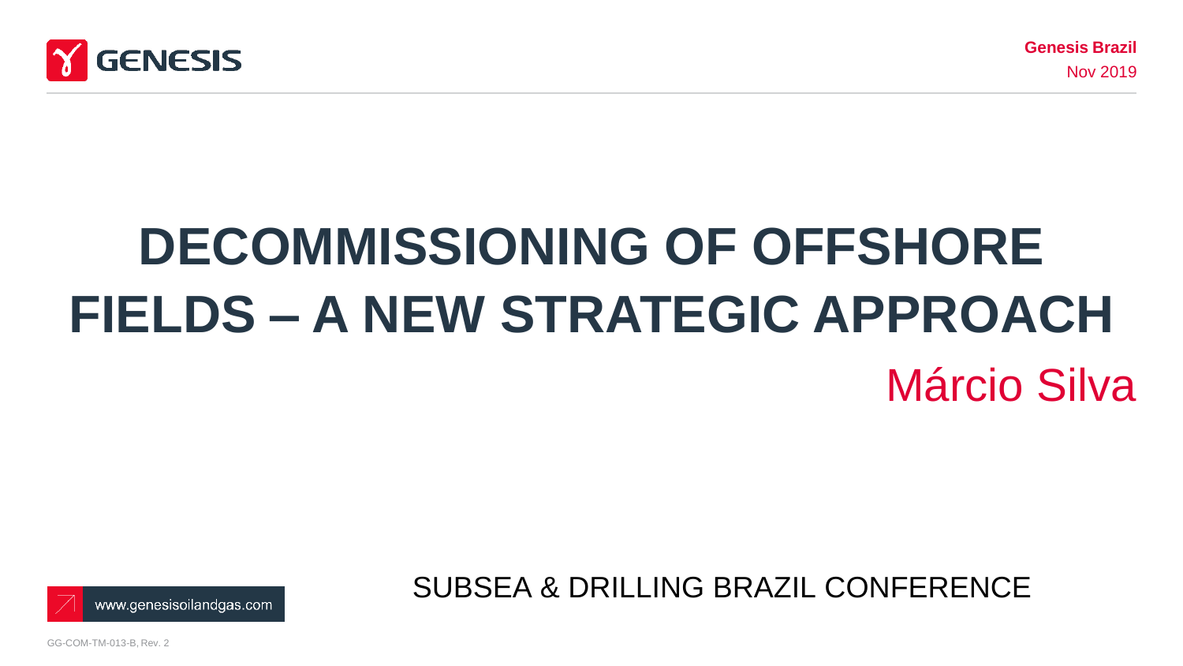GENESIS

**Genesis Brazil**
Nov 2019

# DECOMMISSIONING OF OFFSHORE FIELDS – A NEW STRATEGIC APPROACH

Márcio Silva

SUBSEA & DRILLING BRAZIL CONFERENCE

www.genesisoilandgas.com

GG-COM-TM-013-B, Rev. 2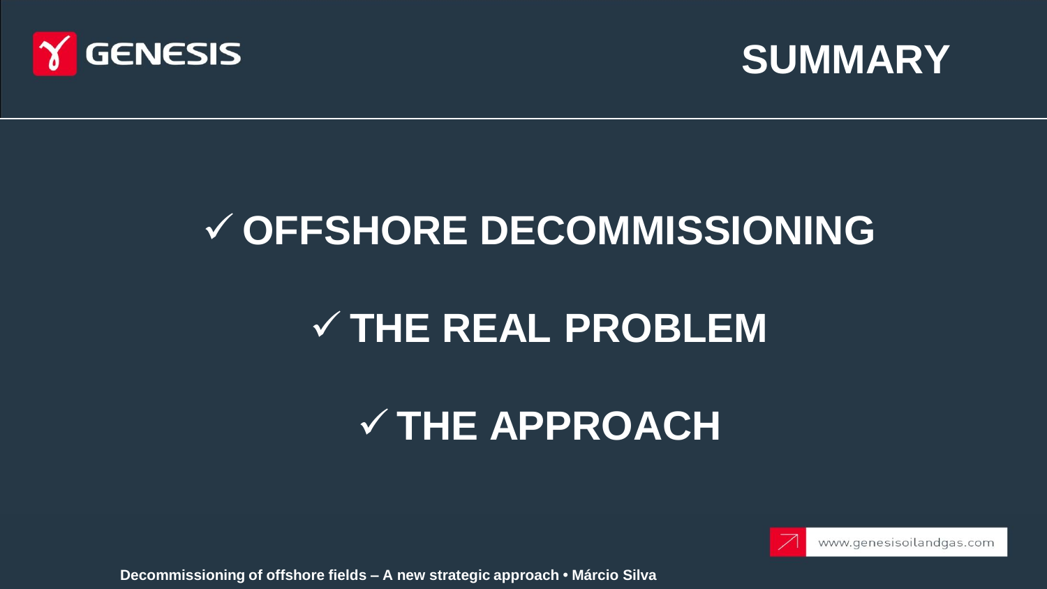# SUMMARY

- ✓ **OFFSHORE DECOMMISSIONING**
- ✓ **THE REAL PROBLEM**
- ✓ **THE APPROACH**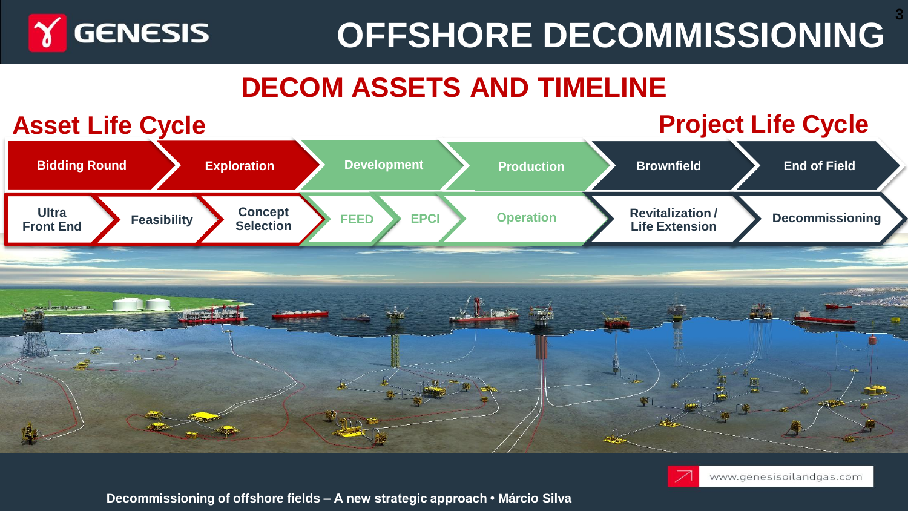# OFFSHORE DECOMMISSIONING

## DECOM ASSETS AND TIMELINE

**Asset Life Cycle**

**Project Life Cycle**

| Bidding Round | Exploration | Development | Production | Brownfield | End of Field |
|---|---|---|---|---|---|

| Ultra Front End | Feasibility | Concept Selection | FEED | EPCI | Operation | Revitalization / Life Extension | Decommissioning |
|---|---|---|---|---|---|---|---|

www.genesisoilandgas.com

**Decommissioning of offshore fields – A new strategic approach • Márcio Silva**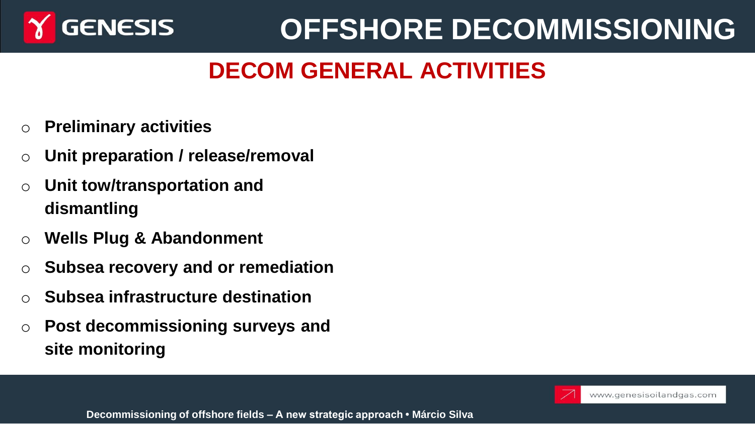# OFFSHORE DECOMMISSIONING

## DECOM GENERAL ACTIVITIES

- **Preliminary activities**
- **Unit preparation / release/removal**
- **Unit tow/transportation and dismantling**
- **Wells Plug & Abandonment**
- **Subsea recovery and or remediation**
- **Subsea infrastructure destination**
- **Post decommissioning surveys and site monitoring**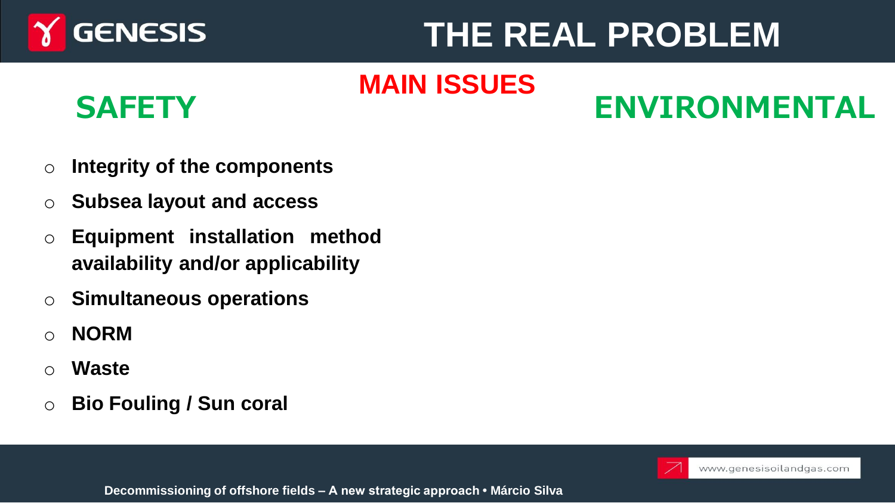# THE REAL PROBLEM

## MAIN ISSUES

## SAFETY

## ENVIRONMENTAL

- **Integrity of the components**
- **Subsea layout and access**
- **Equipment installation method availability and/or applicability**
- **Simultaneous operations**
- **NORM**
- **Waste**
- **Bio Fouling / Sun coral**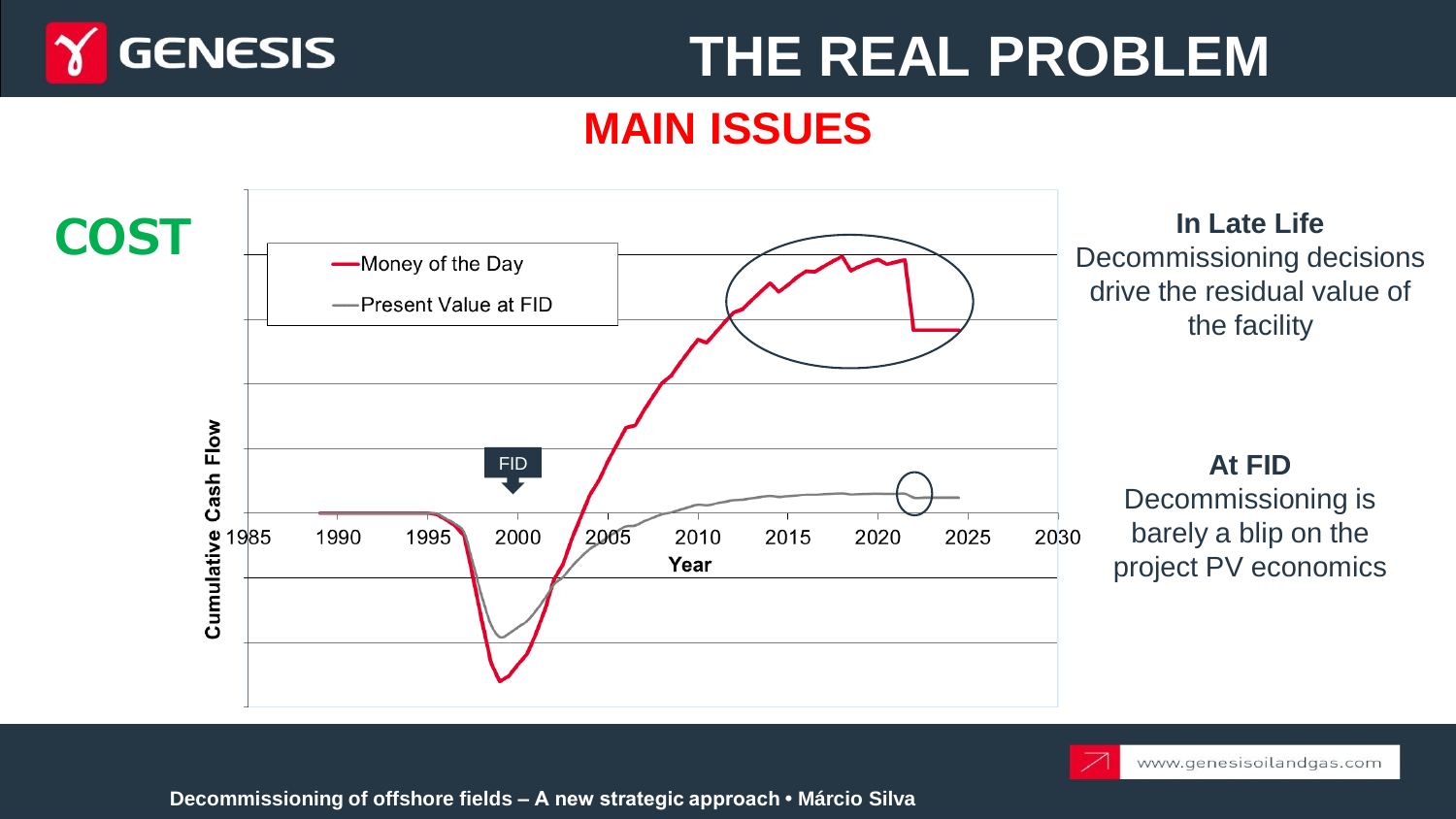# THE REAL PROBLEM

## MAIN ISSUES

### COST

Cumulative Cash Flow

- Money of the Day
- Present Value at FID

FID

Year

1985 1990 1995 2000 2005 2010 2015 2020 2025 2030

**In Late Life**
Decommissioning decisions drive the residual value of the facility

**At FID**
Decommissioning is barely a blip on the project PV economics

Decommissioning of offshore fields – A new strategic approach • Márcio Silva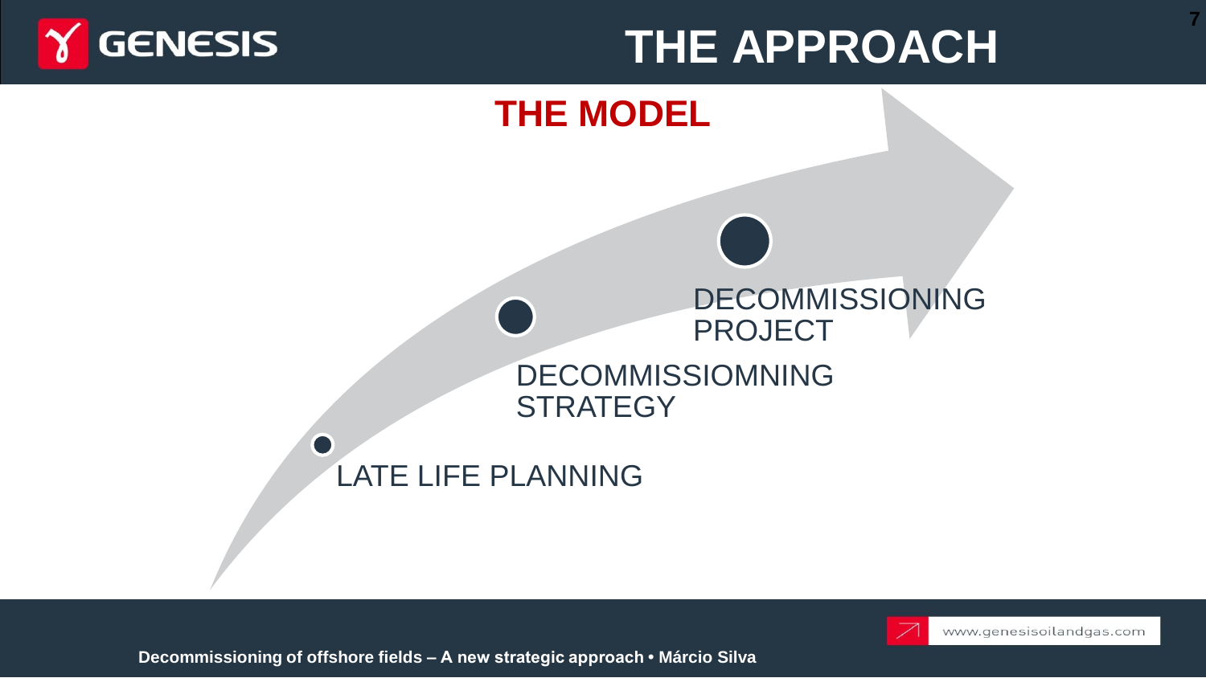# THE APPROACH

## THE MODEL

- LATE LIFE PLANNING
- DECOMMISSIOMNING STRATEGY
- DECOMMISSIONING PROJECT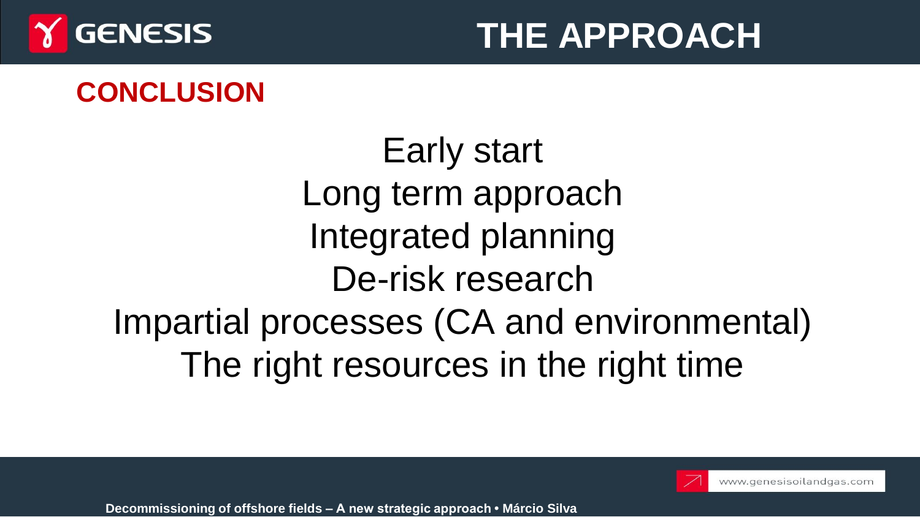# THE APPROACH

## CONCLUSION

Early start

Long term approach

Integrated planning

De-risk research

Impartial processes (CA and environmental)

The right resources in the right time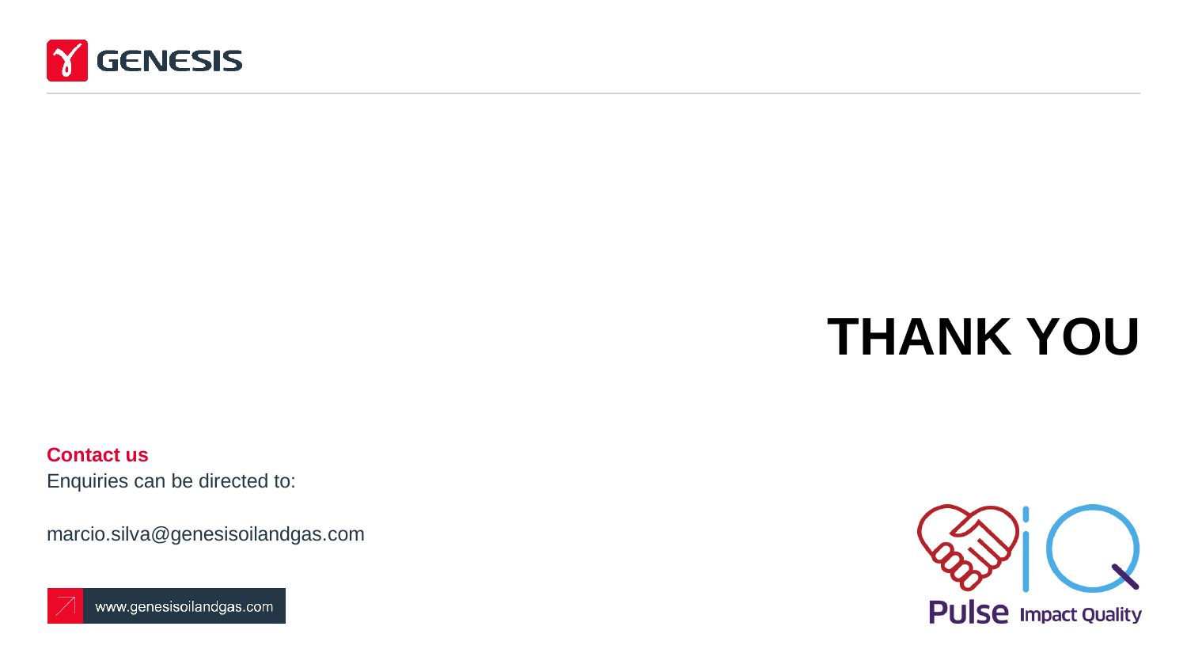# THANK YOU

**Contact us**

Enquiries can be directed to:

marcio.silva@genesisoilandgas.com

www.genesisoilandgas.com

Pulse Impact Quality